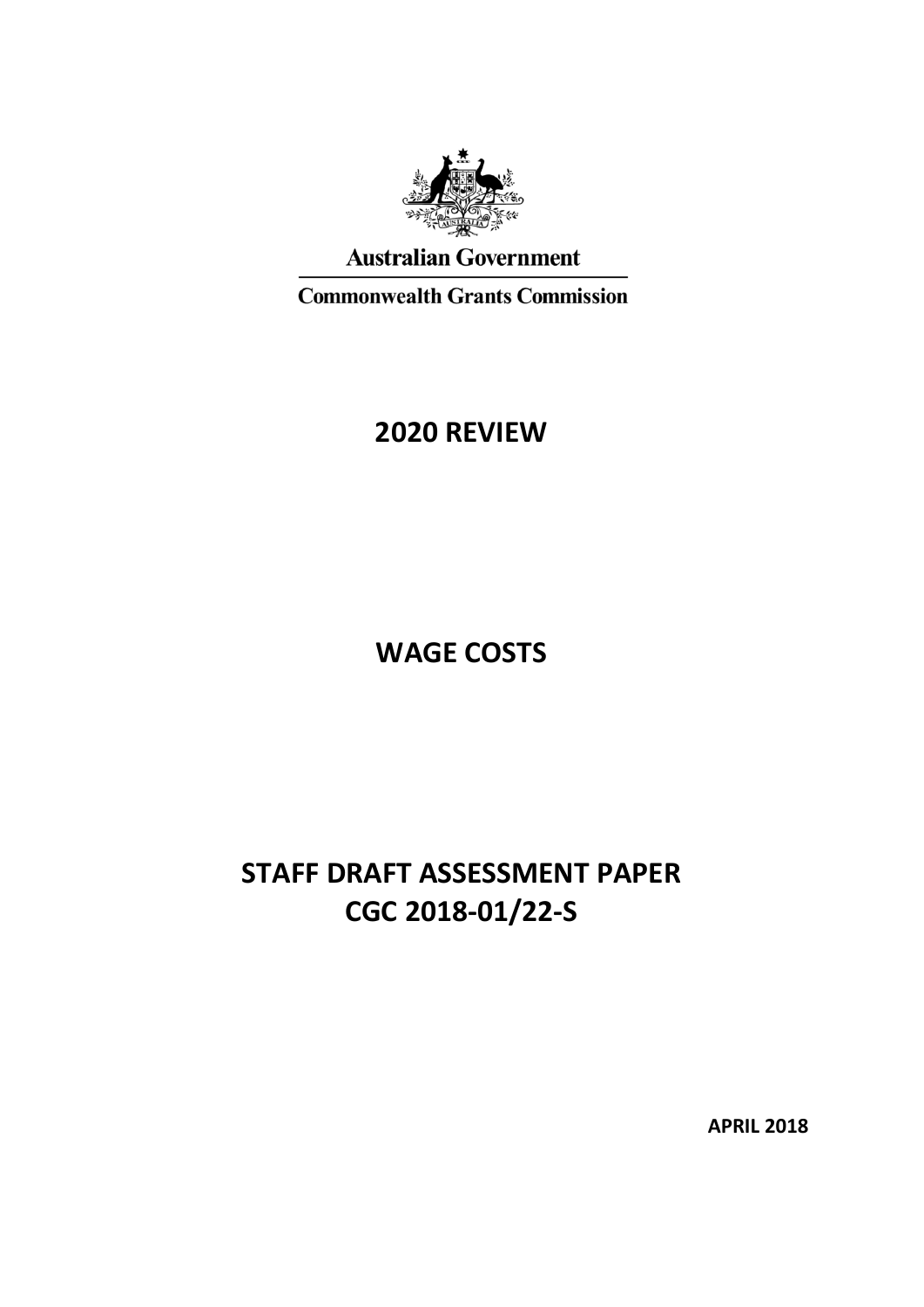Australian Government

Commonwealth Grants Commission

# 2020 REVIEW

# WAGE COSTS

# STAFF DRAFT ASSESSMENT PAPER CGC 2018-01/22-S

**APRIL 2018**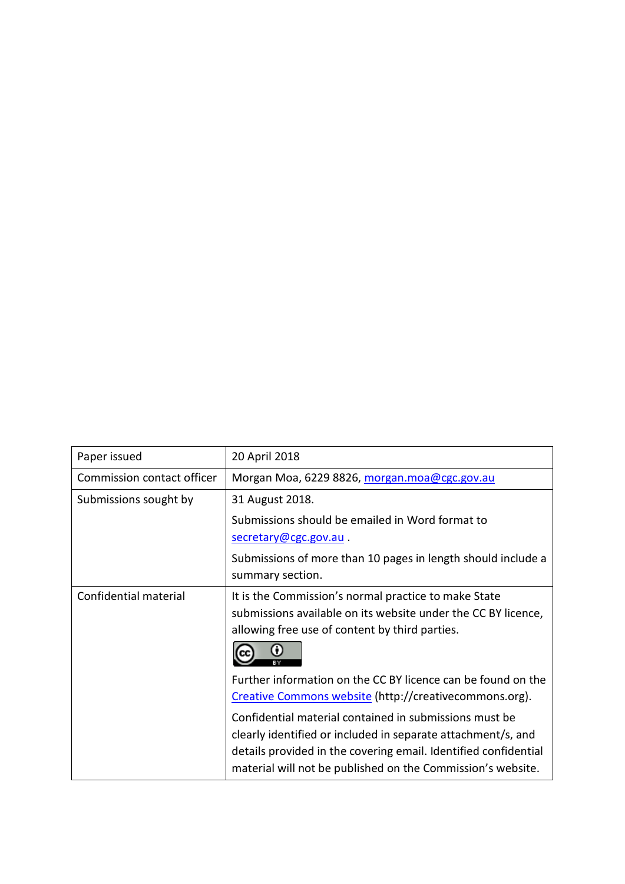| Paper issued | 20 April 2018 |
| --- | --- |
| Commission contact officer | Morgan Moa, 6229 8826, morgan.moa@cgc.gov.au |
| Submissions sought by | 31 August 2018.<br><br>Submissions should be emailed in Word format to secretary@cgc.gov.au .<br><br>Submissions of more than 10 pages in length should include a summary section. |
| Confidential material | It is the Commission's normal practice to make State submissions available on its website under the CC BY licence, allowing free use of content by third parties.<br><br>Further information on the CC BY licence can be found on the Creative Commons website (http://creativecommons.org).<br><br>Confidential material contained in submissions must be clearly identified or included in separate attachment/s, and details provided in the covering email. Identified confidential material will not be published on the Commission's website. |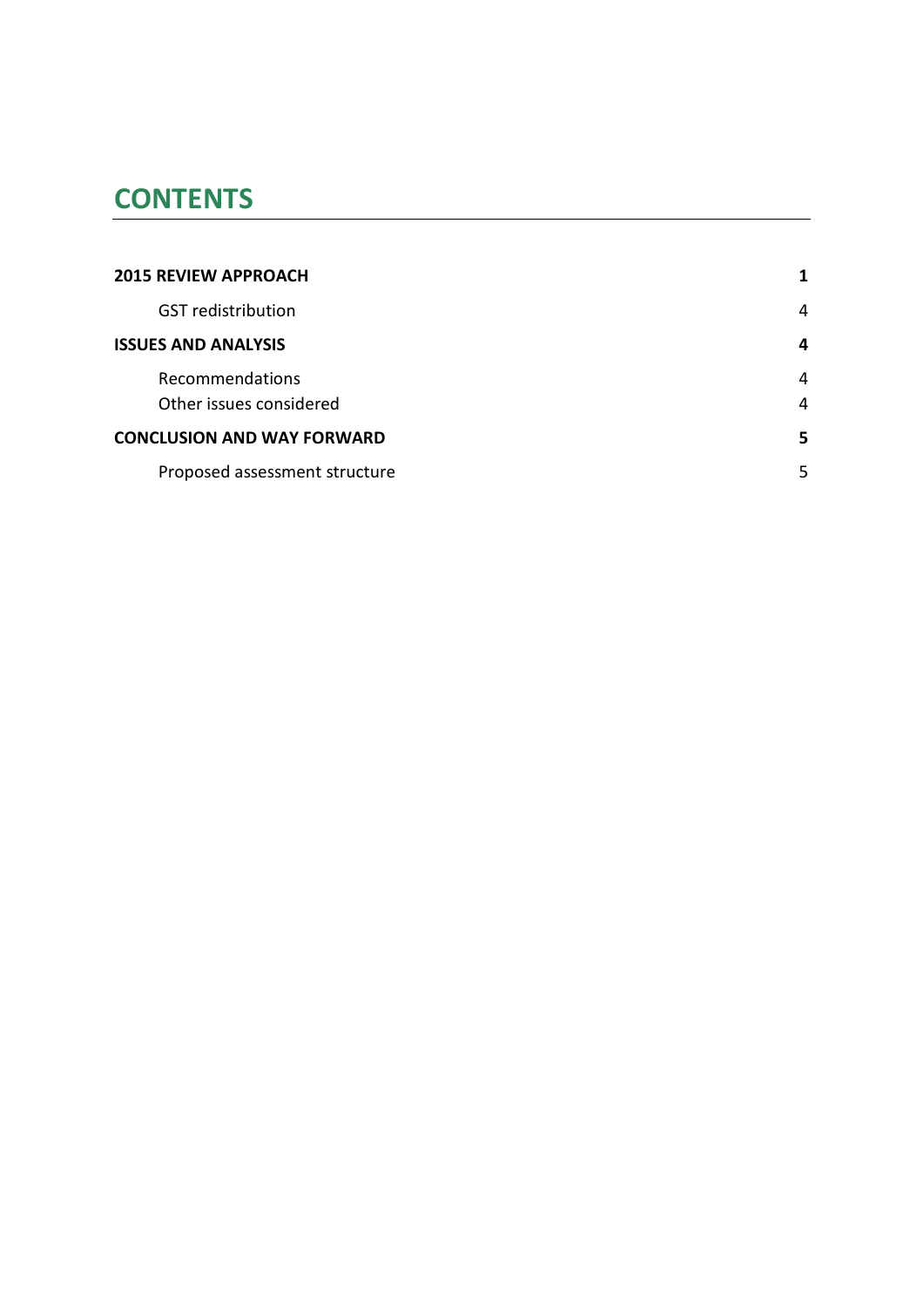# CONTENTS

| | |
|---|---|
| **2015 REVIEW APPROACH** | **1** |
| GST redistribution | 4 |
| **ISSUES AND ANALYSIS** | **4** |
| Recommendations | 4 |
| Other issues considered | 4 |
| **CONCLUSION AND WAY FORWARD** | **5** |
| Proposed assessment structure | 5 |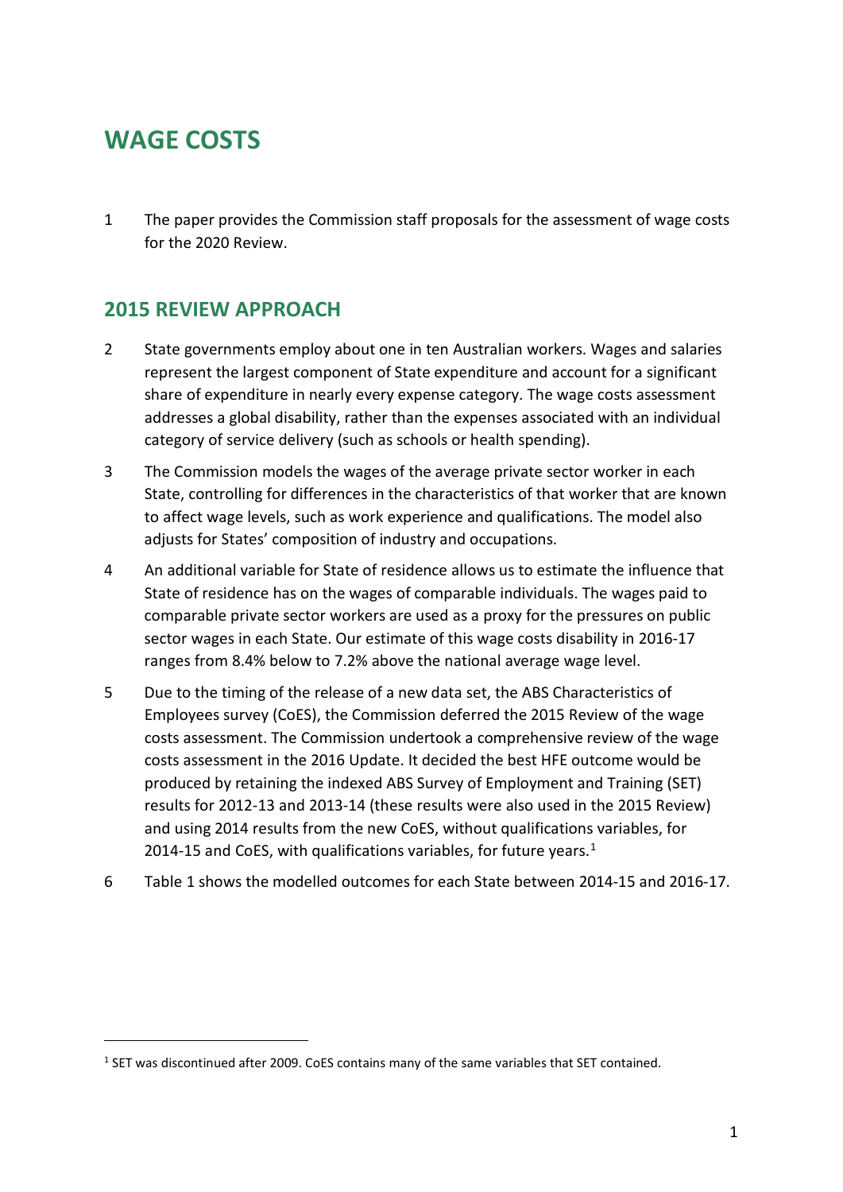# WAGE COSTS

1 The paper provides the Commission staff proposals for the assessment of wage costs for the 2020 Review.

## 2015 REVIEW APPROACH

2 State governments employ about one in ten Australian workers. Wages and salaries represent the largest component of State expenditure and account for a significant share of expenditure in nearly every expense category. The wage costs assessment addresses a global disability, rather than the expenses associated with an individual category of service delivery (such as schools or health spending).

3 The Commission models the wages of the average private sector worker in each State, controlling for differences in the characteristics of that worker that are known to affect wage levels, such as work experience and qualifications. The model also adjusts for States' composition of industry and occupations.

4 An additional variable for State of residence allows us to estimate the influence that State of residence has on the wages of comparable individuals. The wages paid to comparable private sector workers are used as a proxy for the pressures on public sector wages in each State. Our estimate of this wage costs disability in 2016-17 ranges from 8.4% below to 7.2% above the national average wage level.

5 Due to the timing of the release of a new data set, the ABS Characteristics of Employees survey (CoES), the Commission deferred the 2015 Review of the wage costs assessment. The Commission undertook a comprehensive review of the wage costs assessment in the 2016 Update. It decided the best HFE outcome would be produced by retaining the indexed ABS Survey of Employment and Training (SET) results for 2012-13 and 2013-14 (these results were also used in the 2015 Review) and using 2014 results from the new CoES, without qualifications variables, for 2014-15 and CoES, with qualifications variables, for future years.[1]

6 Table 1 shows the modelled outcomes for each State between 2014-15 and 2016-17.

[1] SET was discontinued after 2009. CoES contains many of the same variables that SET contained.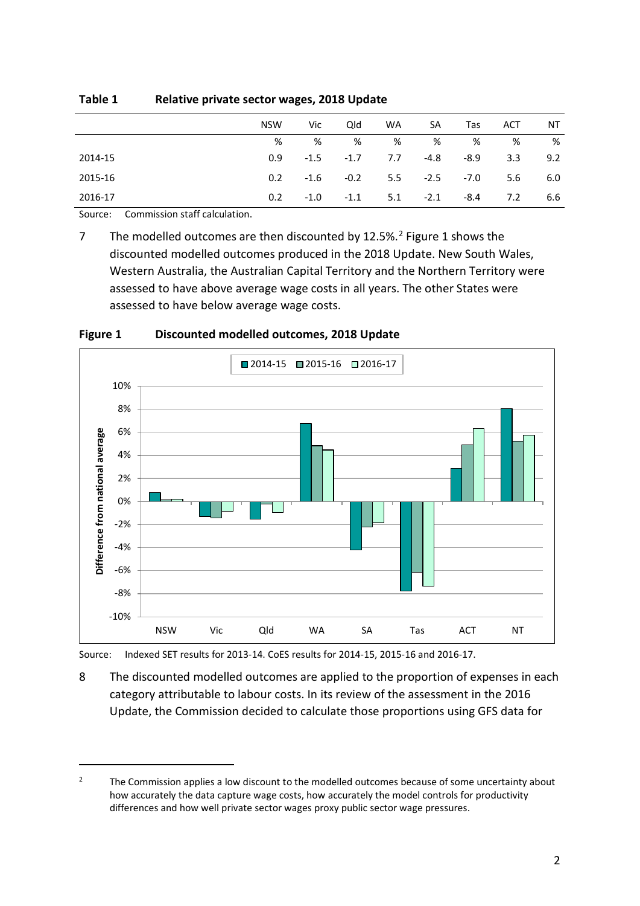**Table 1 Relative private sector wages, 2018 Update**

| | NSW | Vic | Qld | WA | SA | Tas | ACT | NT |
|---|---|---|---|---|---|---|---|---|
| | % | % | % | % | % | % | % | % |
| 2014-15 | 0.9 | -1.5 | -1.7 | 7.7 | -4.8 | -8.9 | 3.3 | 9.2 |
| 2015-16 | 0.2 | -1.6 | -0.2 | 5.5 | -2.5 | -7.0 | 5.6 | 6.0 |
| 2016-17 | 0.2 | -1.0 | -1.1 | 5.1 | -2.1 | -8.4 | 7.2 | 6.6 |

Source: Commission staff calculation.

7 The modelled outcomes are then discounted by 12.5%.[2] Figure 1 shows the discounted modelled outcomes produced in the 2018 Update. New South Wales, Western Australia, the Australian Capital Territory and the Northern Territory were assessed to have above average wage costs in all years. The other States were assessed to have below average wage costs.

**Figure 1 Discounted modelled outcomes, 2018 Update**

Source: Indexed SET results for 2013-14. CoES results for 2014-15, 2015-16 and 2016-17.

8 The discounted modelled outcomes are applied to the proportion of expenses in each category attributable to labour costs. In its review of the assessment in the 2016 Update, the Commission decided to calculate those proportions using GFS data for

[2] The Commission applies a low discount to the modelled outcomes because of some uncertainty about how accurately the data capture wage costs, how accurately the model controls for productivity differences and how well private sector wages proxy public sector wage pressures.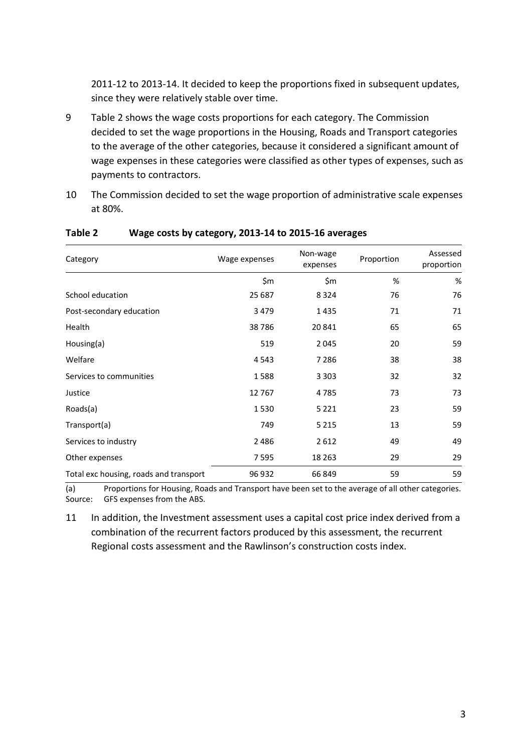2011-12 to 2013-14. It decided to keep the proportions fixed in subsequent updates, since they were relatively stable over time.

9 Table 2 shows the wage costs proportions for each category. The Commission decided to set the wage proportions in the Housing, Roads and Transport categories to the average of the other categories, because it considered a significant amount of wage expenses in these categories were classified as other types of expenses, such as payments to contractors.

10 The Commission decided to set the wage proportion of administrative scale expenses at 80%.

**Table 2 Wage costs by category, 2013-14 to 2015-16 averages**

| Category | Wage expenses | Non-wage expenses | Proportion | Assessed proportion |
|---|---|---|---|---|
| | $m | $m | % | % |
| School education | 25 687 | 8 324 | 76 | 76 |
| Post-secondary education | 3 479 | 1 435 | 71 | 71 |
| Health | 38 786 | 20 841 | 65 | 65 |
| Housing(a) | 519 | 2 045 | 20 | 59 |
| Welfare | 4 543 | 7 286 | 38 | 38 |
| Services to communities | 1 588 | 3 303 | 32 | 32 |
| Justice | 12 767 | 4 785 | 73 | 73 |
| Roads(a) | 1 530 | 5 221 | 23 | 59 |
| Transport(a) | 749 | 5 215 | 13 | 59 |
| Services to industry | 2 486 | 2 612 | 49 | 49 |
| Other expenses | 7 595 | 18 263 | 29 | 29 |
| Total exc housing, roads and transport | 96 932 | 66 849 | 59 | 59 |

(a) Proportions for Housing, Roads and Transport have been set to the average of all other categories.
Source: GFS expenses from the ABS.

11 In addition, the Investment assessment uses a capital cost price index derived from a combination of the recurrent factors produced by this assessment, the recurrent Regional costs assessment and the Rawlinson's construction costs index.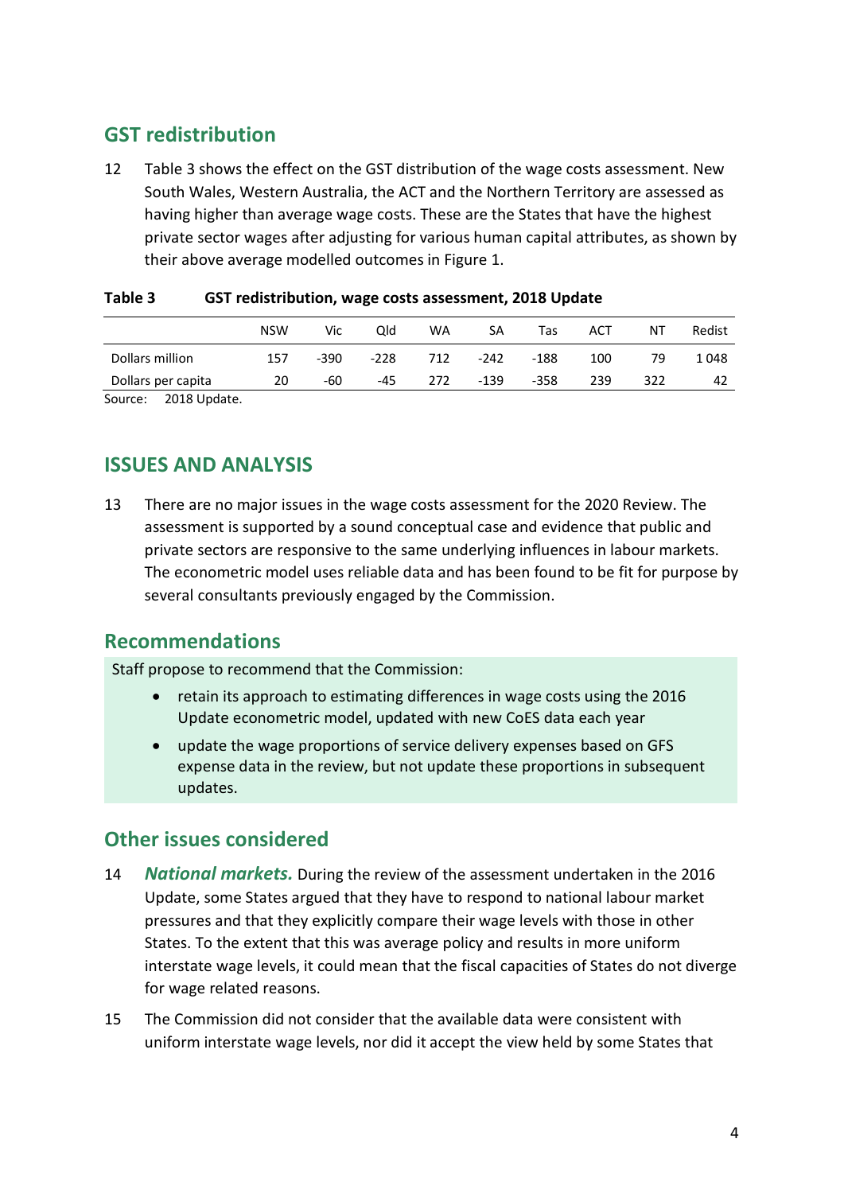## GST redistribution

12 Table 3 shows the effect on the GST distribution of the wage costs assessment. New South Wales, Western Australia, the ACT and the Northern Territory are assessed as having higher than average wage costs. These are the States that have the highest private sector wages after adjusting for various human capital attributes, as shown by their above average modelled outcomes in Figure 1.

**Table 3 GST redistribution, wage costs assessment, 2018 Update**

| | NSW | Vic | Qld | WA | SA | Tas | ACT | NT | Redist |
|---|---|---|---|---|---|---|---|---|---|
| Dollars million | 157 | -390 | -228 | 712 | -242 | -188 | 100 | 79 | 1 048 |
| Dollars per capita | 20 | -60 | -45 | 272 | -139 | -358 | 239 | 322 | 42 |

Source: 2018 Update.

## ISSUES AND ANALYSIS

13 There are no major issues in the wage costs assessment for the 2020 Review. The assessment is supported by a sound conceptual case and evidence that public and private sectors are responsive to the same underlying influences in labour markets. The econometric model uses reliable data and has been found to be fit for purpose by several consultants previously engaged by the Commission.

## Recommendations

Staff propose to recommend that the Commission:

- retain its approach to estimating differences in wage costs using the 2016 Update econometric model, updated with new CoES data each year
- update the wage proportions of service delivery expenses based on GFS expense data in the review, but not update these proportions in subsequent updates.

## Other issues considered

14 ***National markets.*** During the review of the assessment undertaken in the 2016 Update, some States argued that they have to respond to national labour market pressures and that they explicitly compare their wage levels with those in other States. To the extent that this was average policy and results in more uniform interstate wage levels, it could mean that the fiscal capacities of States do not diverge for wage related reasons.

15 The Commission did not consider that the available data were consistent with uniform interstate wage levels, nor did it accept the view held by some States that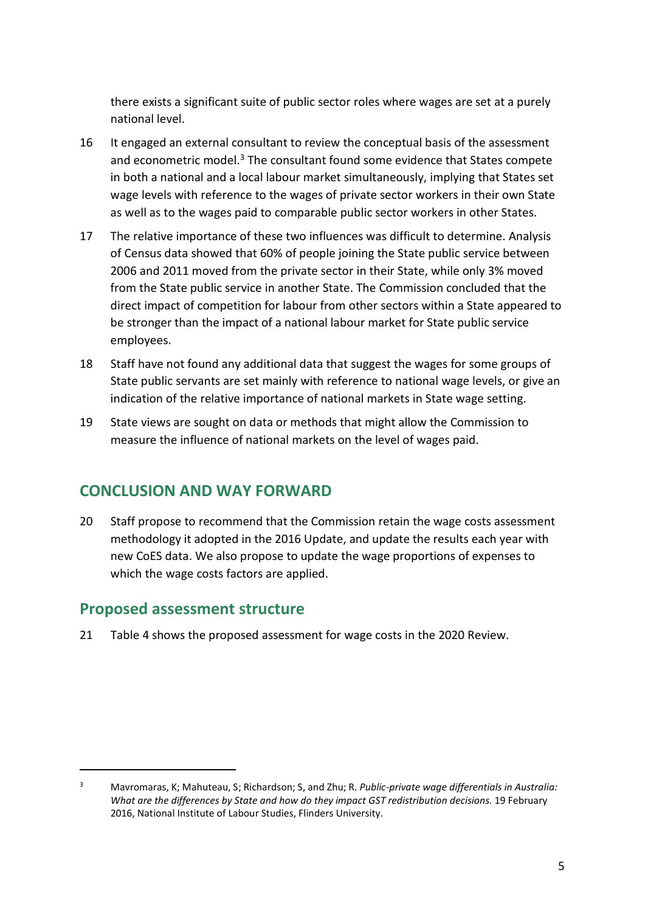there exists a significant suite of public sector roles where wages are set at a purely national level.

16 It engaged an external consultant to review the conceptual basis of the assessment and econometric model.[3] The consultant found some evidence that States compete in both a national and a local labour market simultaneously, implying that States set wage levels with reference to the wages of private sector workers in their own State as well as to the wages paid to comparable public sector workers in other States.

17 The relative importance of these two influences was difficult to determine. Analysis of Census data showed that 60% of people joining the State public service between 2006 and 2011 moved from the private sector in their State, while only 3% moved from the State public service in another State. The Commission concluded that the direct impact of competition for labour from other sectors within a State appeared to be stronger than the impact of a national labour market for State public service employees.

18 Staff have not found any additional data that suggest the wages for some groups of State public servants are set mainly with reference to national wage levels, or give an indication of the relative importance of national markets in State wage setting.

19 State views are sought on data or methods that might allow the Commission to measure the influence of national markets on the level of wages paid.

## CONCLUSION AND WAY FORWARD

20 Staff propose to recommend that the Commission retain the wage costs assessment methodology it adopted in the 2016 Update, and update the results each year with new CoES data. We also propose to update the wage proportions of expenses to which the wage costs factors are applied.

### Proposed assessment structure

21 Table 4 shows the proposed assessment for wage costs in the 2020 Review.

---

[3] Mavromaras, K; Mahuteau, S; Richardson; S, and Zhu; R. *Public-private wage differentials in Australia: What are the differences by State and how do they impact GST redistribution decisions.* 19 February 2016, National Institute of Labour Studies, Flinders University.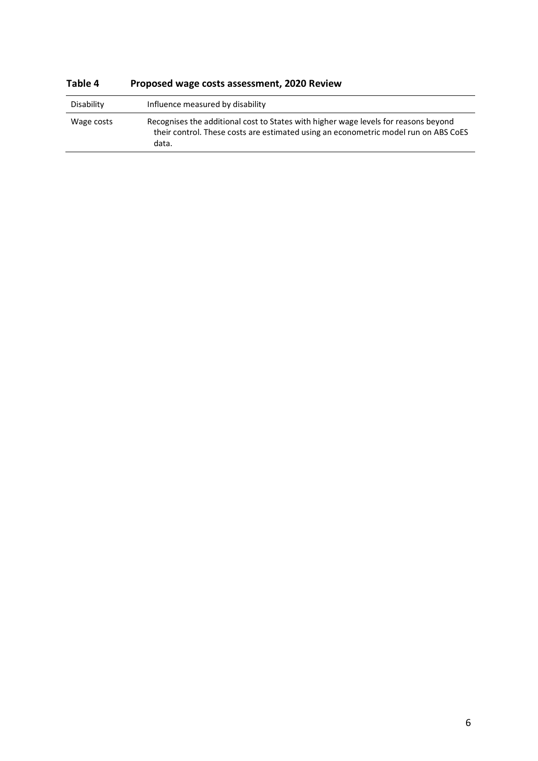**Table 4 Proposed wage costs assessment, 2020 Review**

| Disability | Influence measured by disability |
|---|---|
| Wage costs | Recognises the additional cost to States with higher wage levels for reasons beyond their control. These costs are estimated using an econometric model run on ABS CoES data. |